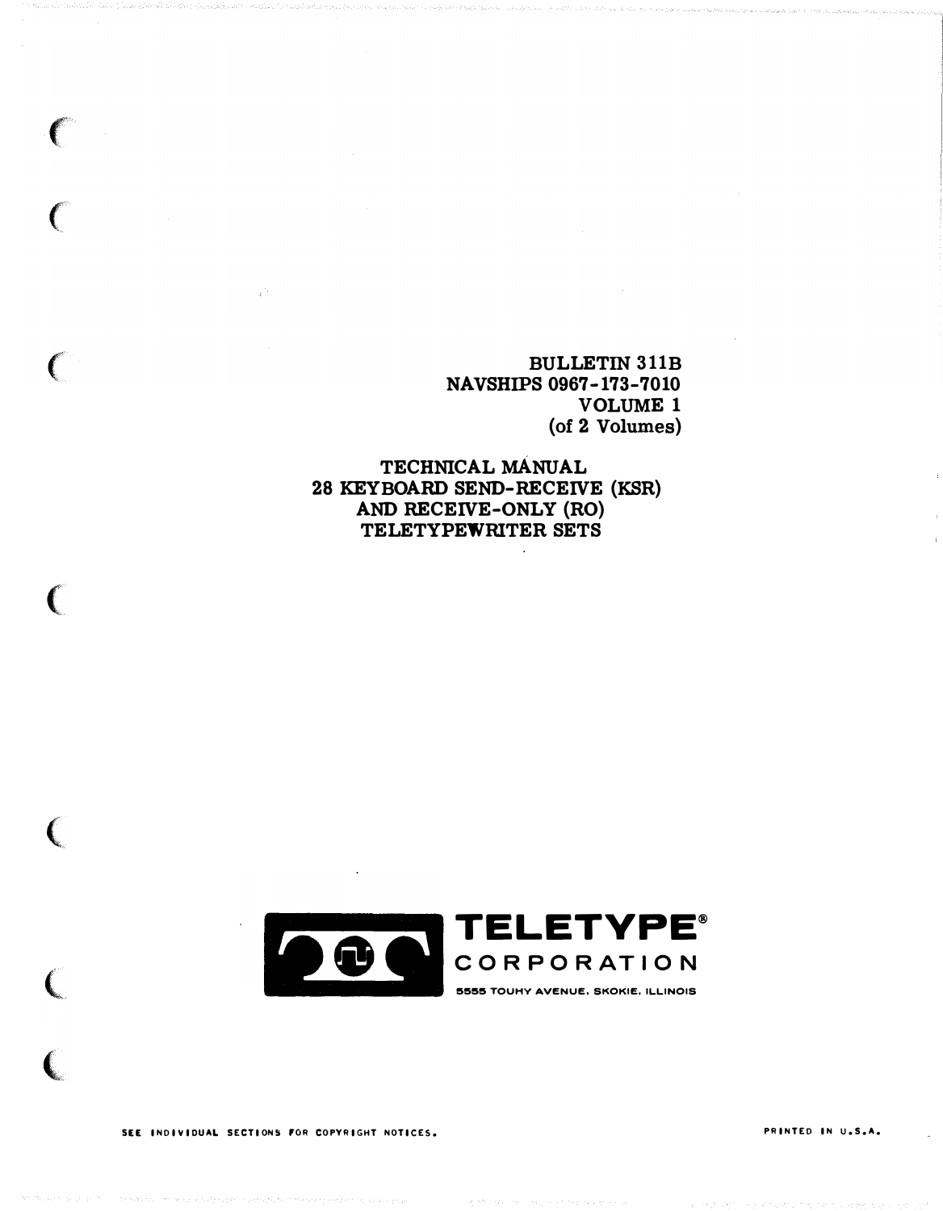BULLETIN 311B
NAVSHIPS 0967-173-7010
VOLUME 1
(of 2 Volumes)

# TECHNICAL MANUAL
# 28 KEYBOARD SEND-RECEIVE (KSR) AND RECEIVE-ONLY (RO) TELETYPEWRITER SETS

**TELETYPE®**
**CORPORATION**
5555 TOUHY AVENUE, SKOKIE, ILLINOIS

SEE INDIVIDUAL SECTIONS FOR COPYRIGHT NOTICES.

PRINTED IN U.S.A.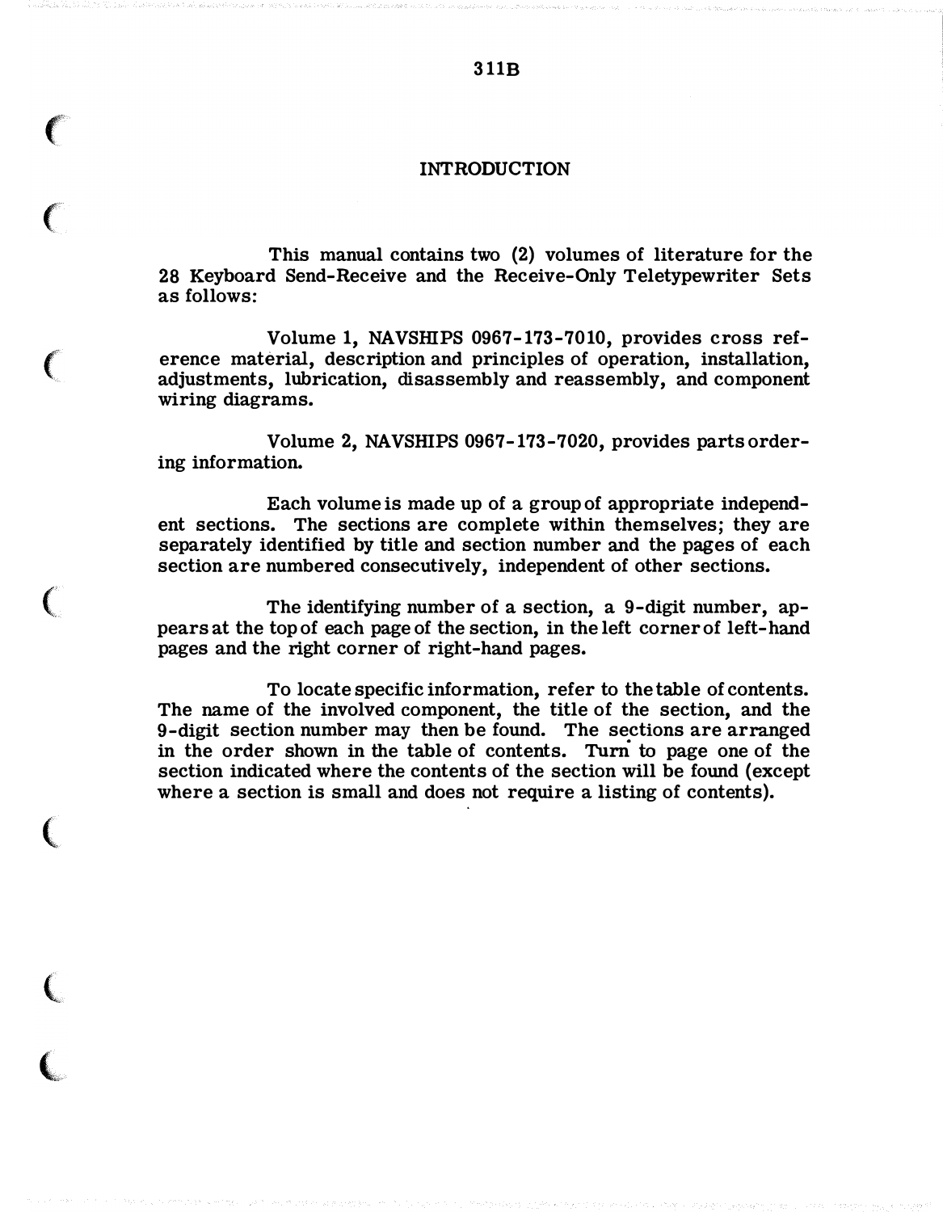# INTRODUCTION

This manual contains two (2) volumes of literature for the 28 Keyboard Send-Receive and the Receive-Only Teletypewriter Sets as follows:

Volume 1, NAVSHIPS 0967-173-7010, provides cross reference material, description and principles of operation, installation, adjustments, lubrication, disassembly and reassembly, and component wiring diagrams.

Volume 2, NAVSHIPS 0967-173-7020, provides parts ordering information.

Each volume is made up of a group of appropriate independent sections. The sections are complete within themselves; they are separately identified by title and section number and the pages of each section are numbered consecutively, independent of other sections.

The identifying number of a section, a 9-digit number, appears at the top of each page of the section, in the left corner of left-hand pages and the right corner of right-hand pages.

To locate specific information, refer to the table of contents. The name of the involved component, the title of the section, and the 9-digit section number may then be found. The sections are arranged in the order shown in the table of contents. Turn to page one of the section indicated where the contents of the section will be found (except where a section is small and does not require a listing of contents).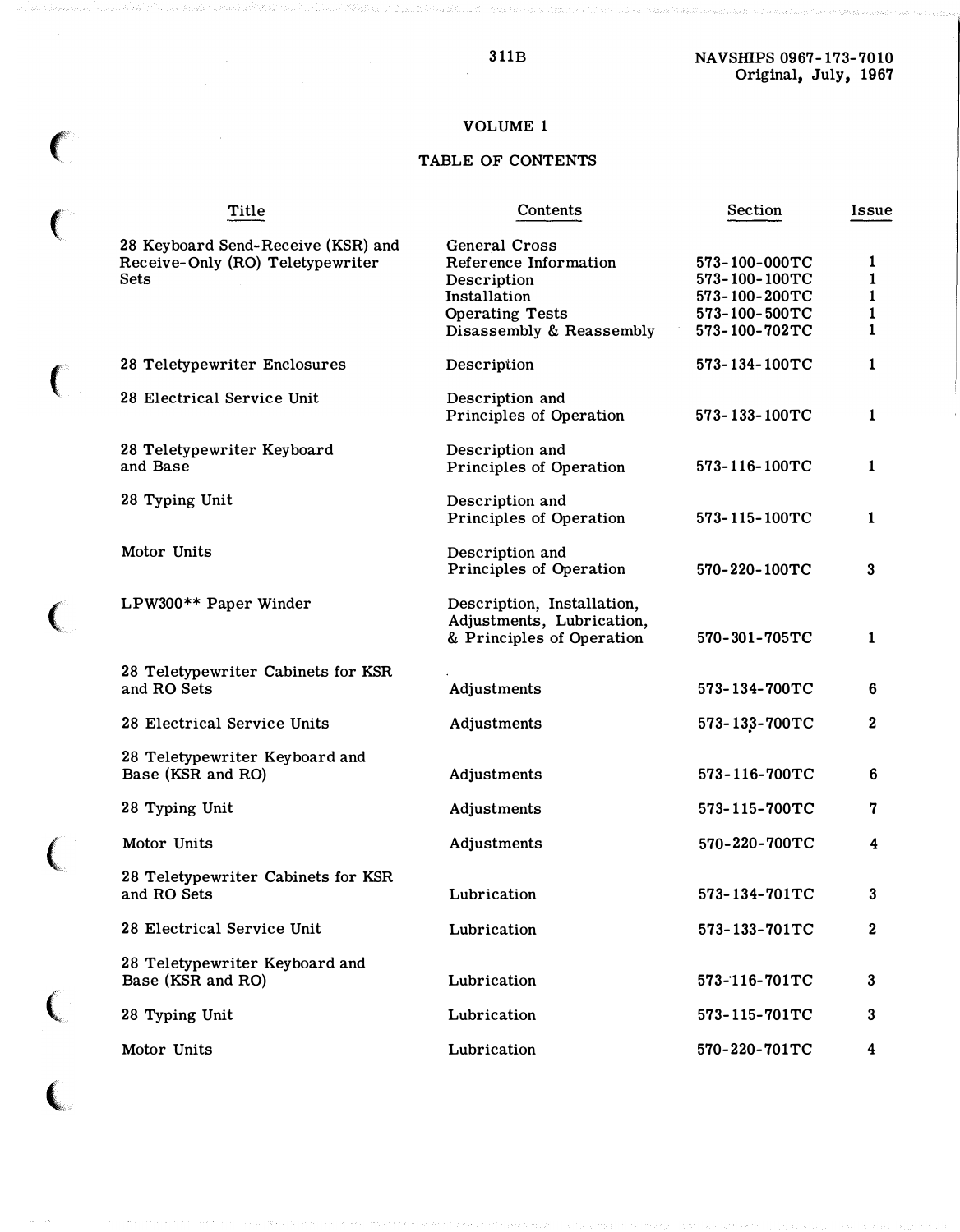311B

NAVSHIPS 0967-173-7010
Original, July, 1967

## VOLUME 1

## TABLE OF CONTENTS

| Title | Contents | Section | Issue |
|---|---|---|---|
| 28 Keyboard Send-Receive (KSR) and Receive-Only (RO) Teletypewriter Sets | General Cross Reference Information | 573-100-000TC | 1 |
| | Description | 573-100-100TC | 1 |
| | Installation | 573-100-200TC | 1 |
| | Operating Tests | 573-100-500TC | 1 |
| | Disassembly & Reassembly | 573-100-702TC | 1 |
| 28 Teletypewriter Enclosures | Description | 573-134-100TC | 1 |
| 28 Electrical Service Unit | Description and Principles of Operation | 573-133-100TC | 1 |
| 28 Teletypewriter Keyboard and Base | Description and Principles of Operation | 573-116-100TC | 1 |
| 28 Typing Unit | Description and Principles of Operation | 573-115-100TC | 1 |
| Motor Units | Description and Principles of Operation | 570-220-100TC | 3 |
| LPW300** Paper Winder | Description, Installation, Adjustments, Lubrication, & Principles of Operation | 570-301-705TC | 1 |
| 28 Teletypewriter Cabinets for KSR and RO Sets | Adjustments | 573-134-700TC | 6 |
| 28 Electrical Service Units | Adjustments | 573-133-700TC | 2 |
| 28 Teletypewriter Keyboard and Base (KSR and RO) | Adjustments | 573-116-700TC | 6 |
| 28 Typing Unit | Adjustments | 573-115-700TC | 7 |
| Motor Units | Adjustments | 570-220-700TC | 4 |
| 28 Teletypewriter Cabinets for KSR and RO Sets | Lubrication | 573-134-701TC | 3 |
| 28 Electrical Service Unit | Lubrication | 573-133-701TC | 2 |
| 28 Teletypewriter Keyboard and Base (KSR and RO) | Lubrication | 573-116-701TC | 3 |
| 28 Typing Unit | Lubrication | 573-115-701TC | 3 |
| Motor Units | Lubrication | 570-220-701TC | 4 |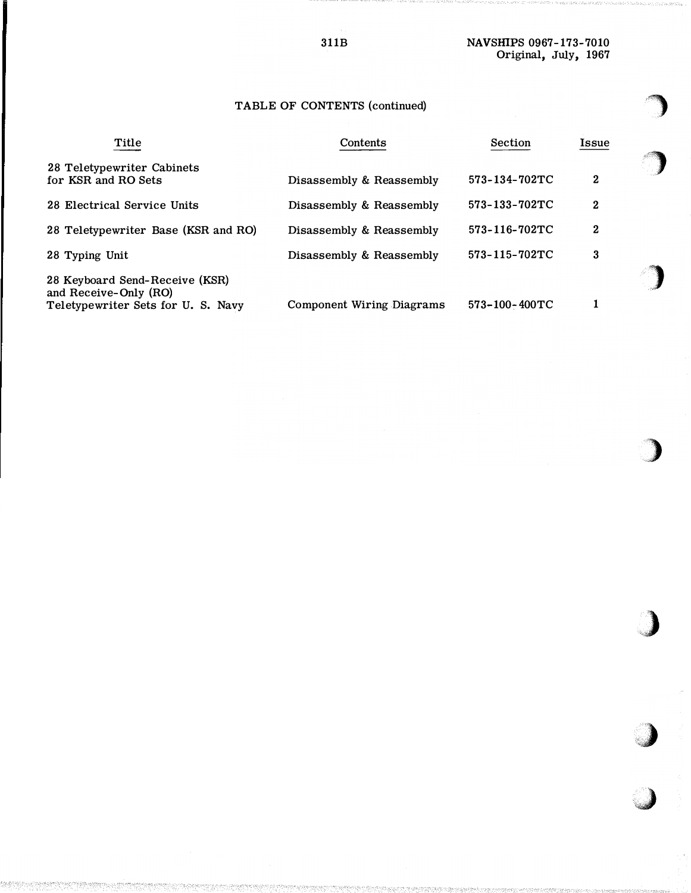## TABLE OF CONTENTS (continued)

| Title | Contents | Section | Issue |
| --- | --- | --- | --- |
| 28 Teletypewriter Cabinets for KSR and RO Sets | Disassembly & Reassembly | 573-134-702TC | 2 |
| 28 Electrical Service Units | Disassembly & Reassembly | 573-133-702TC | 2 |
| 28 Teletypewriter Base (KSR and RO) | Disassembly & Reassembly | 573-116-702TC | 2 |
| 28 Typing Unit | Disassembly & Reassembly | 573-115-702TC | 3 |
| 28 Keyboard Send-Receive (KSR) and Receive-Only (RO) Teletypewriter Sets for U. S. Navy | Component Wiring Diagrams | 573-100-400TC | 1 |